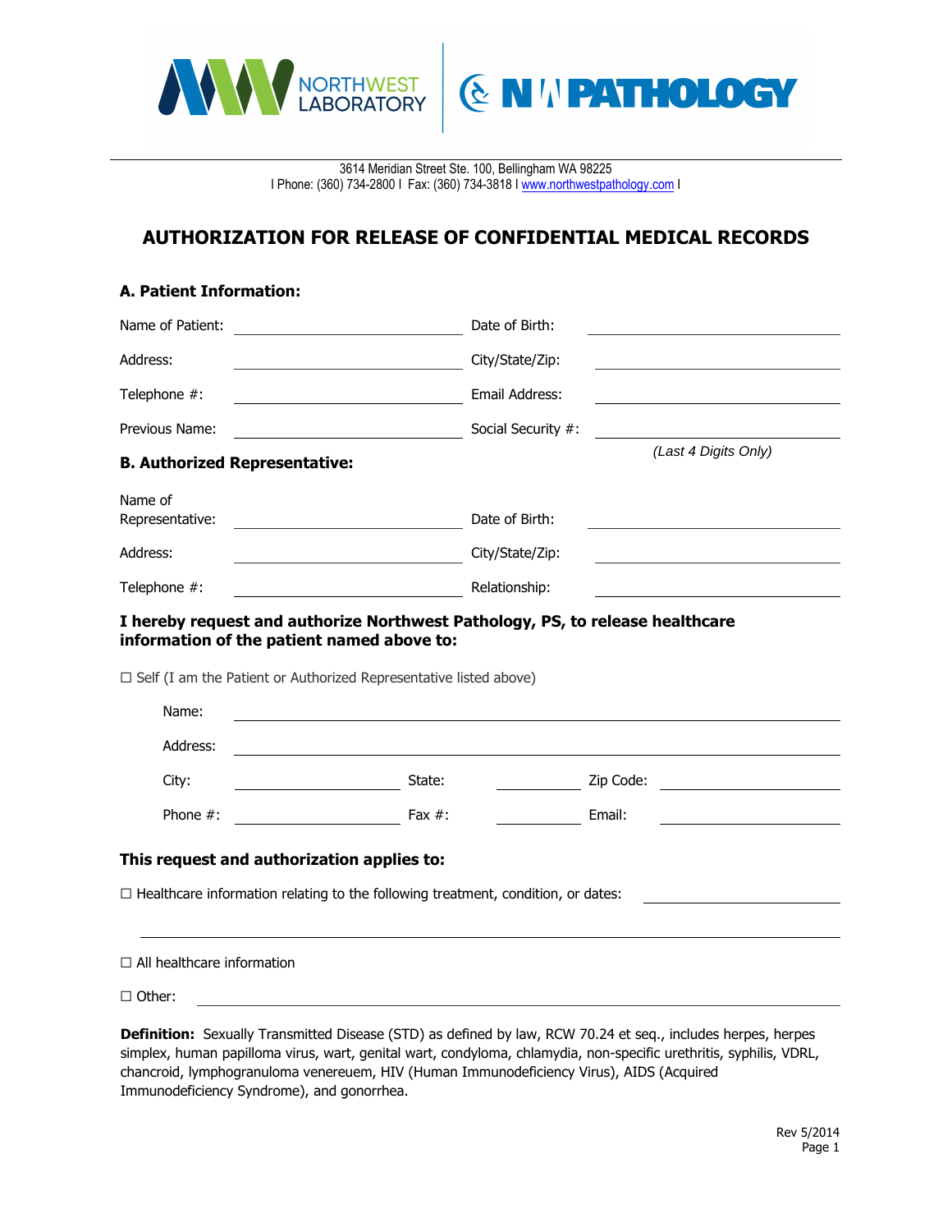NORTHWEST LABORATORY | NW PATHOLOGY

3614 Meridian Street Ste. 100, Bellingham WA 98225
| Phone: (360) 734-2800 | Fax: (360) 734-3818 | www.northwestpathology.com |

# AUTHORIZATION FOR RELEASE OF CONFIDENTIAL MEDICAL RECORDS

## A. Patient Information:

Name of Patient: ______________________ Date of Birth: ______________________

Address: ______________________ City/State/Zip: ______________________

Telephone #: ______________________ Email Address: ______________________

Previous Name: ______________________ Social Security #: ______________________ *(Last 4 Digits Only)*

## B. Authorized Representative:

Name of Representative: ______________________ Date of Birth: ______________________

Address: ______________________ City/State/Zip: ______________________

Telephone #: ______________________ Relationship: ______________________

**I hereby request and authorize Northwest Pathology, PS, to release healthcare information of the patient named above to:**

☐ Self (I am the Patient or Authorized Representative listed above)

Name: ______________________________________________

Address: ______________________________________________

City: ______________ State: ______________ Zip Code: ______________

Phone #: ______________ Fax #: ______________ Email: ______________

**This request and authorization applies to:**

☐ Healthcare information relating to the following treatment, condition, or dates: ______________________

______________________________________________

☐ All healthcare information

☐ Other: ______________________________________________

**Definition:** Sexually Transmitted Disease (STD) as defined by law, RCW 70.24 et seq., includes herpes, herpes simplex, human papilloma virus, wart, genital wart, condyloma, chlamydia, non-specific urethritis, syphilis, VDRL, chancroid, lymphogranuloma venereuem, HIV (Human Immunodeficiency Virus), AIDS (Acquired Immunodeficiency Syndrome), and gonorrhea.

Rev 5/2014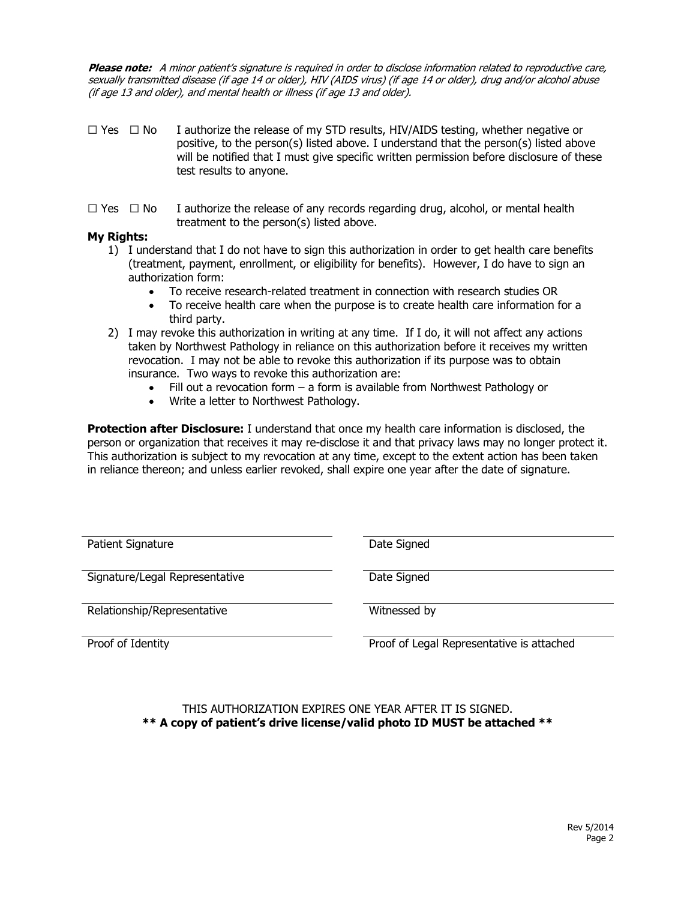***Please note:*** *A minor patient's signature is required in order to disclose information related to reproductive care, sexually transmitted disease (if age 14 or older), HIV (AIDS virus) (if age 14 or older), drug and/or alcohol abuse (if age 13 and older), and mental health or illness (if age 13 and older).*

☐ Yes ☐ No I authorize the release of my STD results, HIV/AIDS testing, whether negative or positive, to the person(s) listed above. I understand that the person(s) listed above will be notified that I must give specific written permission before disclosure of these test results to anyone.

☐ Yes ☐ No I authorize the release of any records regarding drug, alcohol, or mental health treatment to the person(s) listed above.

**My Rights:**

1) I understand that I do not have to sign this authorization in order to get health care benefits (treatment, payment, enrollment, or eligibility for benefits). However, I do have to sign an authorization form:
   - To receive research-related treatment in connection with research studies OR
   - To receive health care when the purpose is to create health care information for a third party.
2) I may revoke this authorization in writing at any time. If I do, it will not affect any actions taken by Northwest Pathology in reliance on this authorization before it receives my written revocation. I may not be able to revoke this authorization if its purpose was to obtain insurance. Two ways to revoke this authorization are:
   - Fill out a revocation form – a form is available from Northwest Pathology or
   - Write a letter to Northwest Pathology.

**Protection after Disclosure:** I understand that once my health care information is disclosed, the person or organization that receives it may re-disclose it and that privacy laws may no longer protect it. This authorization is subject to my revocation at any time, except to the extent action has been taken in reliance thereon; and unless earlier revoked, shall expire one year after the date of signature.

| | |
|---|---|
| Patient Signature | Date Signed |
| Signature/Legal Representative | Date Signed |
| Relationship/Representative | Witnessed by |
| Proof of Identity | Proof of Legal Representative is attached |

THIS AUTHORIZATION EXPIRES ONE YEAR AFTER IT IS SIGNED.

**\*\* A copy of patient's drive license/valid photo ID MUST be attached \*\***

Rev 5/2014